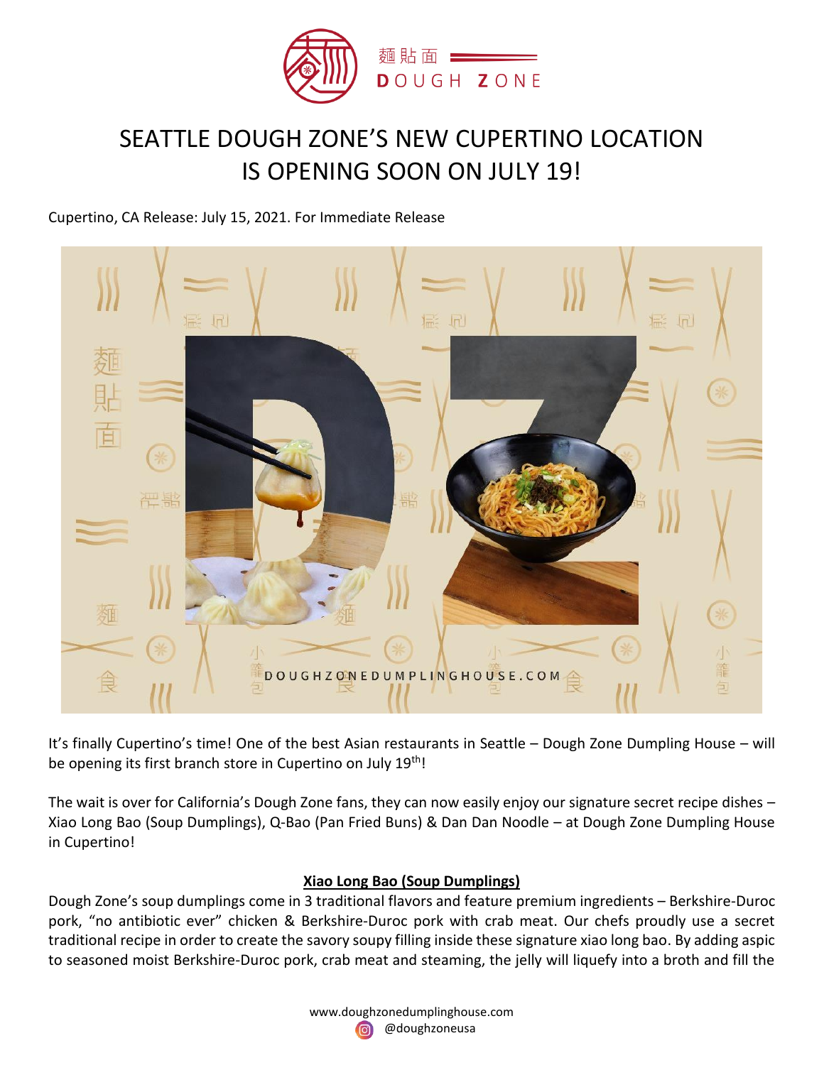# SEATTLE DOUGH ZONE'S NEW CUPERTINO LOCATION IS OPENING SOON ON JULY 19!

Cupertino, CA Release: July 15, 2021. For Immediate Release

It's finally Cupertino's time! One of the best Asian restaurants in Seattle – Dough Zone Dumpling House – will be opening its first branch store in Cupertino on July 19th!

The wait is over for California's Dough Zone fans, they can now easily enjoy our signature secret recipe dishes – Xiao Long Bao (Soup Dumplings), Q-Bao (Pan Fried Buns) & Dan Dan Noodle – at Dough Zone Dumpling House in Cupertino!

**Xiao Long Bao (Soup Dumplings)**

Dough Zone's soup dumplings come in 3 traditional flavors and feature premium ingredients – Berkshire-Duroc pork, "no antibiotic ever" chicken & Berkshire-Duroc pork with crab meat. Our chefs proudly use a secret traditional recipe in order to create the savory soupy filling inside these signature xiao long bao. By adding aspic to seasoned moist Berkshire-Duroc pork, crab meat and steaming, the jelly will liquefy into a broth and fill the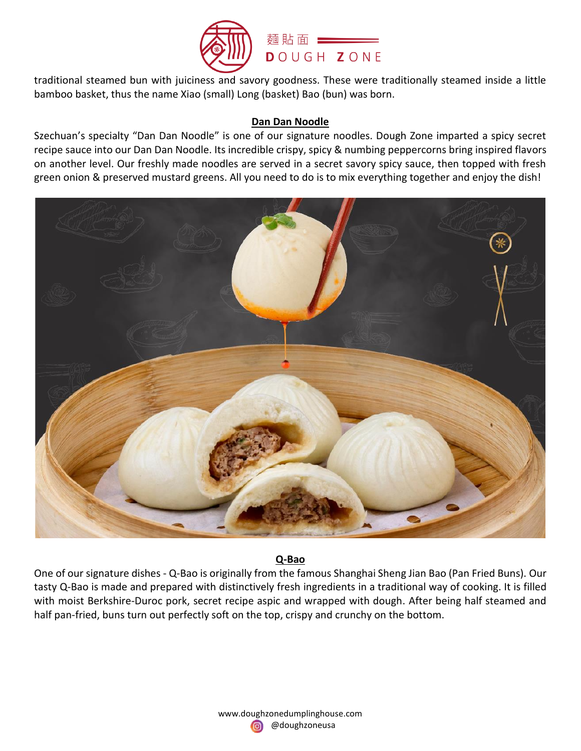traditional steamed bun with juiciness and savory goodness. These were traditionally steamed inside a little bamboo basket, thus the name Xiao (small) Long (basket) Bao (bun) was born.

## Dan Dan Noodle

Szechuan's specialty "Dan Dan Noodle" is one of our signature noodles. Dough Zone imparted a spicy secret recipe sauce into our Dan Dan Noodle. Its incredible crispy, spicy & numbing peppercorns bring inspired flavors on another level. Our freshly made noodles are served in a secret savory spicy sauce, then topped with fresh green onion & preserved mustard greens. All you need to do is to mix everything together and enjoy the dish!

## Q-Bao

One of our signature dishes - Q-Bao is originally from the famous Shanghai Sheng Jian Bao (Pan Fried Buns). Our tasty Q-Bao is made and prepared with distinctively fresh ingredients in a traditional way of cooking. It is filled with moist Berkshire-Duroc pork, secret recipe aspic and wrapped with dough. After being half steamed and half pan-fried, buns turn out perfectly soft on the top, crispy and crunchy on the bottom.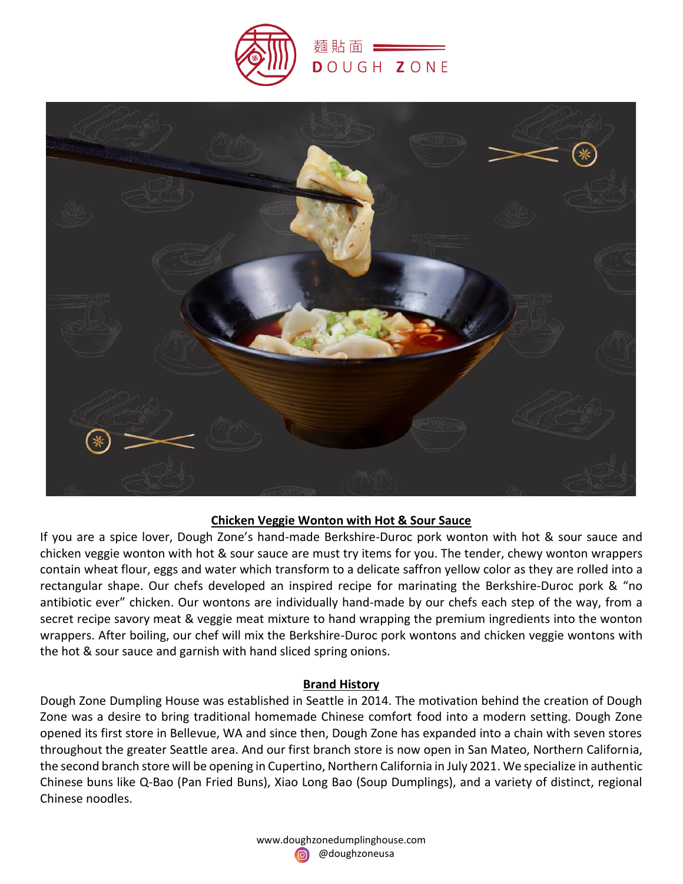麵貼面 DOUGH ZONE

## Chicken Veggie Wonton with Hot & Sour Sauce

If you are a spice lover, Dough Zone's hand-made Berkshire-Duroc pork wonton with hot & sour sauce and chicken veggie wonton with hot & sour sauce are must try items for you. The tender, chewy wonton wrappers contain wheat flour, eggs and water which transform to a delicate saffron yellow color as they are rolled into a rectangular shape. Our chefs developed an inspired recipe for marinating the Berkshire-Duroc pork & "no antibiotic ever" chicken. Our wontons are individually hand-made by our chefs each step of the way, from a secret recipe savory meat & veggie meat mixture to hand wrapping the premium ingredients into the wonton wrappers. After boiling, our chef will mix the Berkshire-Duroc pork wontons and chicken veggie wontons with the hot & sour sauce and garnish with hand sliced spring onions.

## Brand History

Dough Zone Dumpling House was established in Seattle in 2014. The motivation behind the creation of Dough Zone was a desire to bring traditional homemade Chinese comfort food into a modern setting. Dough Zone opened its first store in Bellevue, WA and since then, Dough Zone has expanded into a chain with seven stores throughout the greater Seattle area. And our first branch store is now open in San Mateo, Northern California, the second branch store will be opening in Cupertino, Northern California in July 2021. We specialize in authentic Chinese buns like Q-Bao (Pan Fried Buns), Xiao Long Bao (Soup Dumplings), and a variety of distinct, regional Chinese noodles.

www.doughzonedumplinghouse.com

@doughzoneusa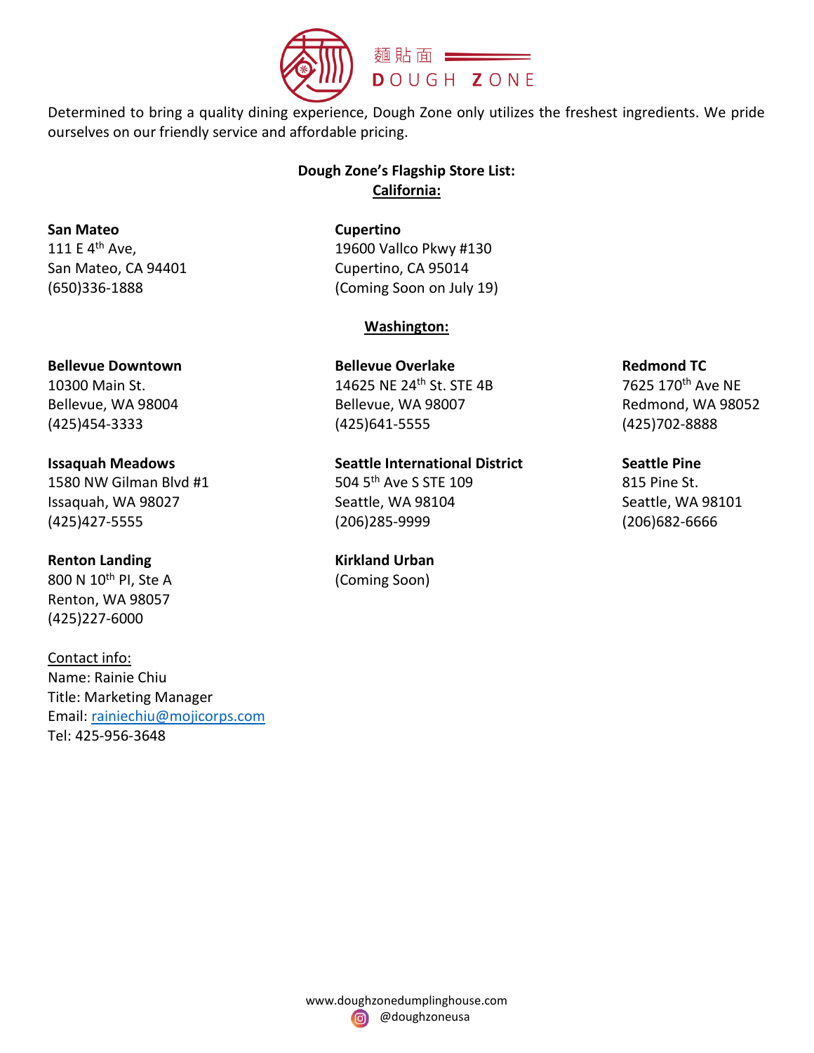麵貼面 DOUGH ZONE

Determined to bring a quality dining experience, Dough Zone only utilizes the freshest ingredients. We pride ourselves on our friendly service and affordable pricing.

**Dough Zone's Flagship Store List:**

**California:**

**San Mateo**
111 E 4th Ave,
San Mateo, CA 94401
(650)336-1888

**Cupertino**
19600 Vallco Pkwy #130
Cupertino, CA 95014
(Coming Soon on July 19)

**Washington:**

**Bellevue Downtown**
10300 Main St.
Bellevue, WA 98004
(425)454-3333

**Bellevue Overlake**
14625 NE 24th St. STE 4B
Bellevue, WA 98007
(425)641-5555

**Redmond TC**
7625 170th Ave NE
Redmond, WA 98052
(425)702-8888

**Issaquah Meadows**
1580 NW Gilman Blvd #1
Issaquah, WA 98027
(425)427-5555

**Seattle International District**
504 5th Ave S STE 109
Seattle, WA 98104
(206)285-9999

**Seattle Pine**
815 Pine St.
Seattle, WA 98101
(206)682-6666

**Renton Landing**
800 N 10th Pl, Ste A
Renton, WA 98057
(425)227-6000

**Kirkland Urban**
(Coming Soon)

Contact info:
Name: Rainie Chiu
Title: Marketing Manager
Email: rainiechiu@mojicorps.com
Tel: 425-956-3648

www.doughzonedumplinghouse.com
@doughzoneusa